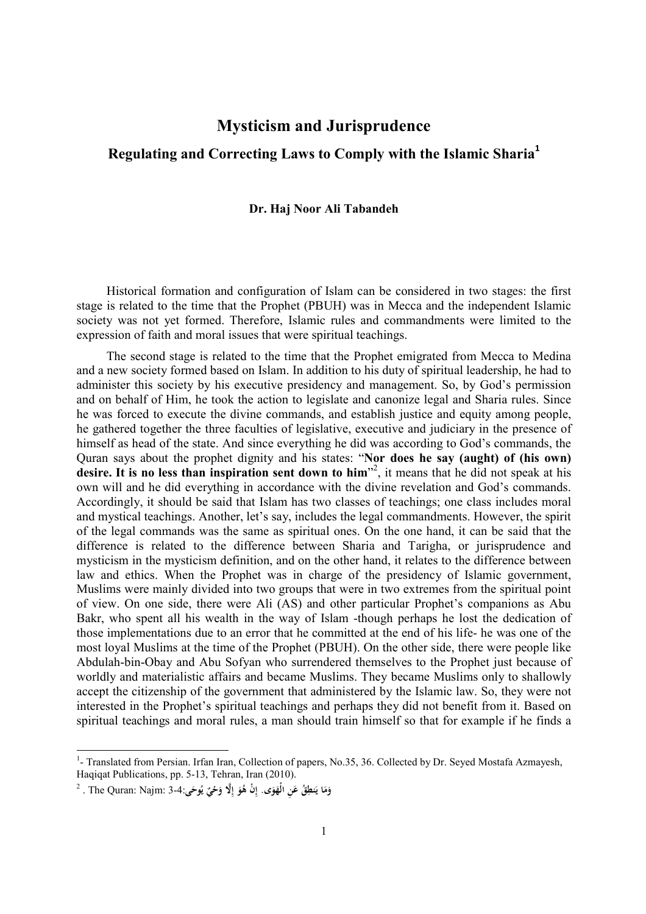# Mysticism and Jurisprudence

## Regulating and Correcting Laws to Comply with the Islamic Sharia[1]

**Dr. Haj Noor Ali Tabandeh**

Historical formation and configuration of Islam can be considered in two stages: the first stage is related to the time that the Prophet (PBUH) was in Mecca and the independent Islamic society was not yet formed. Therefore, Islamic rules and commandments were limited to the expression of faith and moral issues that were spiritual teachings.

The second stage is related to the time that the Prophet emigrated from Mecca to Medina and a new society formed based on Islam. In addition to his duty of spiritual leadership, he had to administer this society by his executive presidency and management. So, by God's permission and on behalf of Him, he took the action to legislate and canonize legal and Sharia rules. Since he was forced to execute the divine commands, and establish justice and equity among people, he gathered together the three faculties of legislative, executive and judiciary in the presence of himself as head of the state. And since everything he did was according to God's commands, the Quran says about the prophet dignity and his states: "**Nor does he say (aught) of (his own) desire. It is no less than inspiration sent down to him**"[2], it means that he did not speak at his own will and he did everything in accordance with the divine revelation and God's commands. Accordingly, it should be said that Islam has two classes of teachings; one class includes moral and mystical teachings. Another, let's say, includes the legal commandments. However, the spirit of the legal commands was the same as spiritual ones. On the one hand, it can be said that the difference is related to the difference between Sharia and Taragha, or jurisprudence and mysticism in the mysticism definition, and on the other hand, it relates to the difference between law and ethics. When the Prophet was in charge of the presidency of Islamic government, Muslims were mainly divided into two groups that were in two extremes from the spiritual point of view. On one side, there were Ali (AS) and other particular Prophet's companions as Abu Bakr, who spent all his wealth in the way of Islam -though perhaps he lost the dedication of those implementations due to an error that he committed at the end of his life- he was one of the most loyal Muslims at the time of the Prophet (PBUH). On the other side, there were people like Abdulah-bin-Obay and Abu Sofyan who surrendered themselves to the Prophet just because of worldly and materialistic affairs and became Muslims. They became Muslims only to shallowly accept the citizenship of the government that administered by the Islamic law. So, they were not interested in the Prophet's spiritual teachings and perhaps they did not benefit from it. Based on spiritual teachings and moral rules, a man should train himself so that for example if he finds a

---

[1]- Translated from Persian. Irfan Iran, Collection of papers, No.35, 36. Collected by Dr. Seyed Mostafa Azmayesh, Haqiqat Publications, pp. 5-13, Tehran, Iran (2010).

[2] . The Quran: Najm: 3-4: وَمَا يَنطِقُ عَنِ الْهَوَى. إِنْ هُوَ إِلَّا وَحْيٌ يُوحَى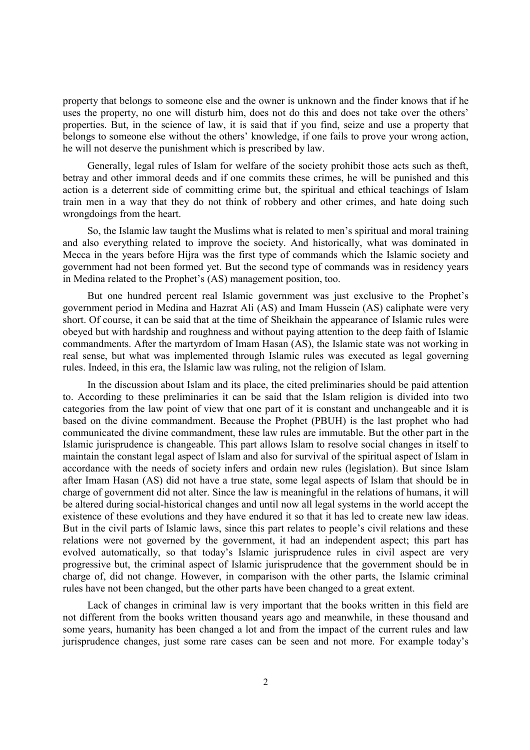property that belongs to someone else and the owner is unknown and the finder knows that if he uses the property, no one will disturb him, does not do this and does not take over the others' properties. But, in the science of law, it is said that if you find, seize and use a property that belongs to someone else without the others' knowledge, if one fails to prove your wrong action, he will not deserve the punishment which is prescribed by law.

Generally, legal rules of Islam for welfare of the society prohibit those acts such as theft, betray and other immoral deeds and if one commits these crimes, he will be punished and this action is a deterrent side of committing crime but, the spiritual and ethical teachings of Islam train men in a way that they do not think of robbery and other crimes, and hate doing such wrongdoings from the heart.

So, the Islamic law taught the Muslims what is related to men's spiritual and moral training and also everything related to improve the society. And historically, what was dominated in Mecca in the years before Hijra was the first type of commands which the Islamic society and government had not been formed yet. But the second type of commands was in residency years in Medina related to the Prophet's (AS) management position, too.

But one hundred percent real Islamic government was just exclusive to the Prophet's government period in Medina and Hazrat Ali (AS) and Imam Hussein (AS) caliphate were very short. Of course, it can be said that at the time of Sheikhain the appearance of Islamic rules were obeyed but with hardship and roughness and without paying attention to the deep faith of Islamic commandments. After the martyrdom of Imam Hasan (AS), the Islamic state was not working in real sense, but what was implemented through Islamic rules was executed as legal governing rules. Indeed, in this era, the Islamic law was ruling, not the religion of Islam.

In the discussion about Islam and its place, the cited preliminaries should be paid attention to. According to these preliminaries it can be said that the Islam religion is divided into two categories from the law point of view that one part of it is constant and unchangeable and it is based on the divine commandment. Because the Prophet (PBUH) is the last prophet who had communicated the divine commandment, these law rules are immutable. But the other part in the Islamic jurisprudence is changeable. This part allows Islam to resolve social changes in itself to maintain the constant legal aspect of Islam and also for survival of the spiritual aspect of Islam in accordance with the needs of society infers and ordain new rules (legislation). But since Islam after Imam Hasan (AS) did not have a true state, some legal aspects of Islam that should be in charge of government did not alter. Since the law is meaningful in the relations of humans, it will be altered during social-historical changes and until now all legal systems in the world accept the existence of these evolutions and they have endured it so that it has led to create new law ideas. But in the civil parts of Islamic laws, since this part relates to people's civil relations and these relations were not governed by the government, it had an independent aspect; this part has evolved automatically, so that today's Islamic jurisprudence rules in civil aspect are very progressive but, the criminal aspect of Islamic jurisprudence that the government should be in charge of, did not change. However, in comparison with the other parts, the Islamic criminal rules have not been changed, but the other parts have been changed to a great extent.

Lack of changes in criminal law is very important that the books written in this field are not different from the books written thousand years ago and meanwhile, in these thousand and some years, humanity has been changed a lot and from the impact of the current rules and law jurisprudence changes, just some rare cases can be seen and not more. For example today's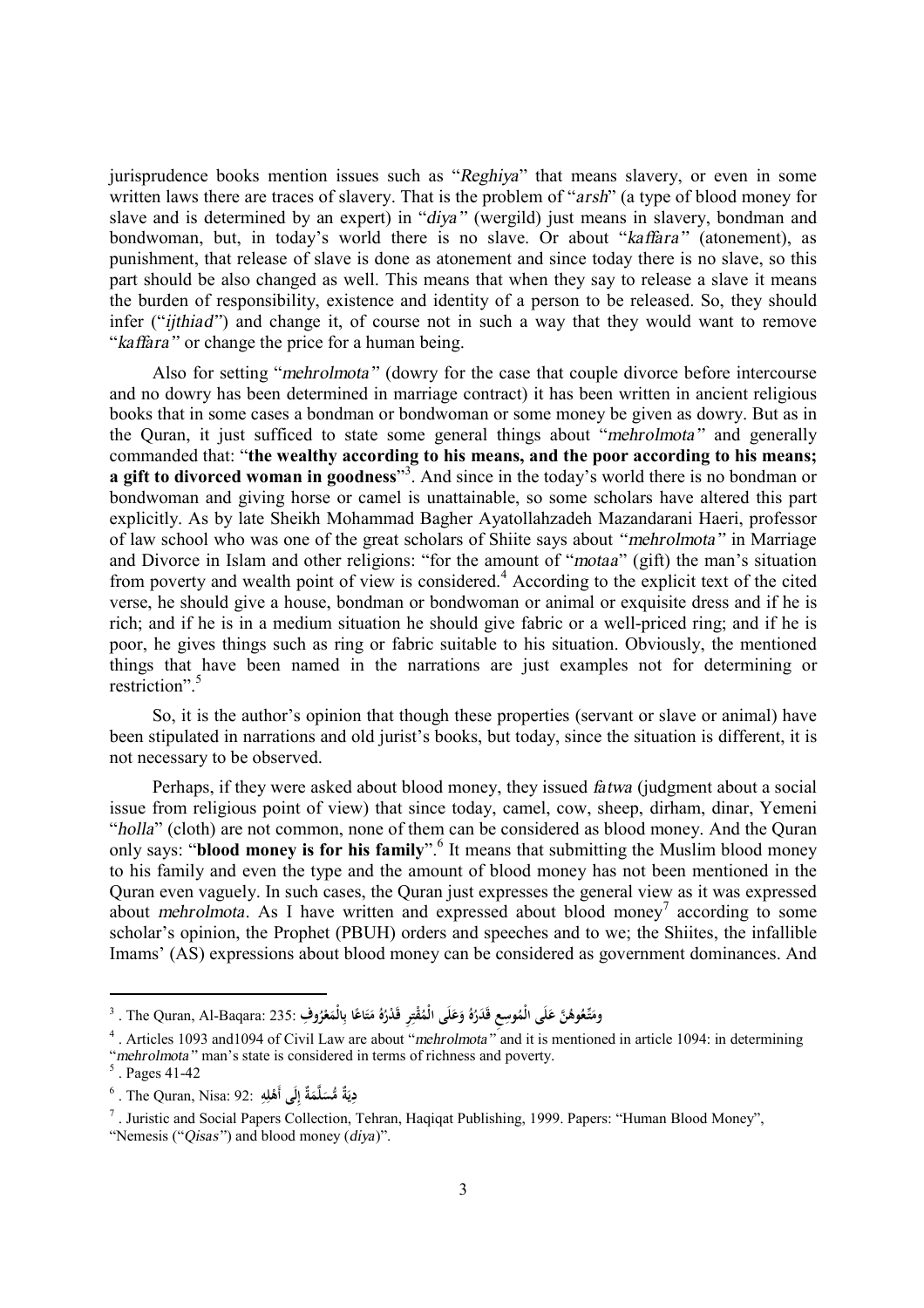jurisprudence books mention issues such as "*Reghiya*" that means slavery, or even in some written laws there are traces of slavery. That is the problem of "*arsh*" (a type of blood money for slave and is determined by an expert) in "*diya*" (wergild) just means in slavery, bondman and bondwoman, but, in today's world there is no slave. Or about "*kaffara*" (atonement), as punishment, that release of slave is done as atonement and since today there is no slave, so this part should be also changed as well. This means that when they say to release a slave it means the burden of responsibility, existence and identity of a person to be released. So, they should infer ("*ijthiad*") and change it, of course not in such a way that they would want to remove "*kaffara*" or change the price for a human being.

Also for setting "*mehrolmota*" (dowry for the case that couple divorce before intercourse and no dowry has been determined in marriage contract) it has been written in ancient religious books that in some cases a bondman or bondwoman or some money be given as dowry. But as in the Quran, it just sufficed to state some general things about "*mehrolmota*" and generally commanded that: "**the wealthy according to his means, and the poor according to his means; a gift to divorced woman in goodness**"[3]. And since in the today's world there is no bondman or bondwoman and giving horse or camel is unattainable, so some scholars have altered this part explicitly. As by late Sheikh Mohammad Bagher Ayatollahzadeh Mazandarani Haeri, professor of law school who was one of the great scholars of Shiite says about "*mehrolmota*" in Marriage and Divorce in Islam and other religions: "for the amount of "*motaa*" (gift) the man's situation from poverty and wealth point of view is considered.[4] According to the explicit text of the cited verse, he should give a house, bondman or bondwoman or animal or exquisite dress and if he is rich; and if he is in a medium situation he should give fabric or a well-priced ring; and if he is poor, he gives things such as ring or fabric suitable to his situation. Obviously, the mentioned things that have been named in the narrations are just examples not for determining or restriction".[5]

So, it is the author's opinion that though these properties (servant or slave or animal) have been stipulated in narrations and old jurist's books, but today, since the situation is different, it is not necessary to be observed.

Perhaps, if they were asked about blood money, they issued *fatwa* (judgment about a social issue from religious point of view) that since today, camel, cow, sheep, dirham, dinar, Yemeni "*holla*" (cloth) are not common, none of them can be considered as blood money. And the Quran only says: "**blood money is for his family**".[6] It means that submitting the Muslim blood money to his family and even the type and the amount of blood money has not been mentioned in the Quran even vaguely. In such cases, the Quran just expresses the general view as it was expressed about *mehrolmota*. As I have written and expressed about blood money[7] according to some scholar's opinion, the Prophet (PBUH) orders and speeches and to we; the Shiites, the infallible Imams' (AS) expressions about blood money can be considered as government dominances. And

---

[3] . The Quran, Al-Baqara: 235: ومَتِّعُوهُنَّ عَلَى الْمُوسِعِ قَدَرُهُ وَعَلَى الْمُقْتِرِ قَدْرُهُ مَتَاعًا بِالْمَعْرُوفِ

[4] . Articles 1093 and1094 of Civil Law are about "*mehrolmota*" and it is mentioned in article 1094: in determining "*mehrolmota*" man's state is considered in terms of richness and poverty.

[5] . Pages 41-42

[6] . The Quran, Nisa: 92: دِيَةٌ مُسَلَّمَةٌ إِلَى أَهْلِهِ

[7] . Juristic and Social Papers Collection, Tehran, Haqiqat Publishing, 1999. Papers: "Human Blood Money", "Nemesis ("*Qisas*") and blood money (*diya*)".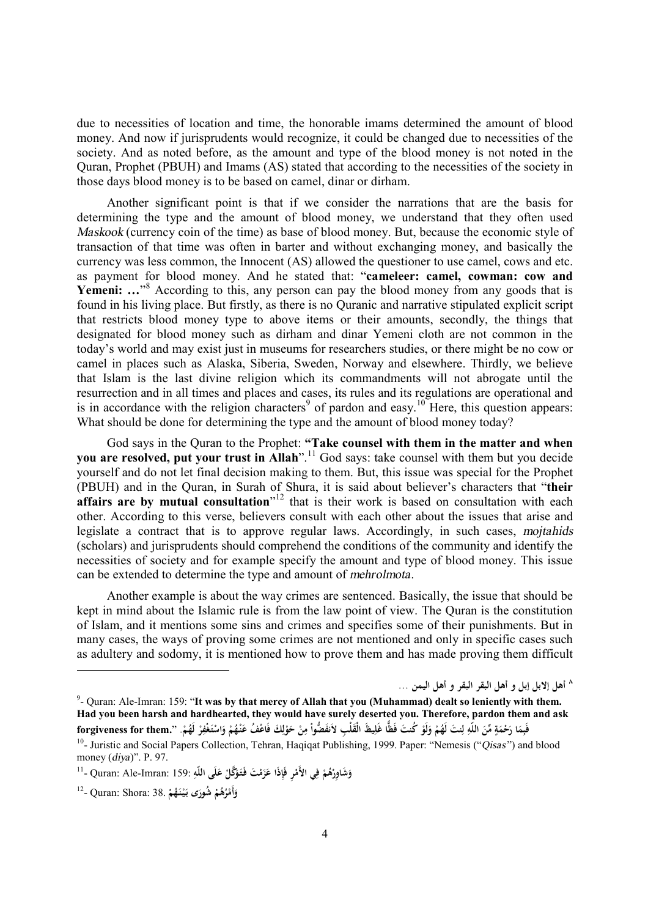due to necessities of location and time, the honorable imams determined the amount of blood money. And now if jurisprudents would recognize, it could be changed due to necessities of the society. And as noted before, as the amount and type of the blood money is not noted in the Quran, Prophet (PBUH) and Imams (AS) stated that according to the necessities of the society in those days blood money is to be based on camel, dinar or dirham.

Another significant point is that if we consider the narrations that are the basis for determining the type and the amount of blood money, we understand that they often used *Maskook* (currency coin of the time) as base of blood money. But, because the economic style of transaction of that time was often in barter and without exchanging money, and basically the currency was less common, the Innocent (AS) allowed the questioner to use camel, cows and etc. as payment for blood money. And he stated that: "**cameleer: camel, cowman: cow and Yemeni: …**"[8] According to this, any person can pay the blood money from any goods that is found in his living place. But firstly, as there is no Quranic and narrative stipulated explicit script that restricts blood money type to above items or their amounts, secondly, the things that designated for blood money such as dirham and dinar Yemeni cloth are not common in the today's world and may exist just in museums for researchers studies, or there might be no cow or camel in places such as Alaska, Siberia, Sweden, Norway and elsewhere. Thirdly, we believe that Islam is the last divine religion which its commandments will not abrogate until the resurrection and in all times and places and cases, its rules and its regulations are operational and is in accordance with the religion characters[9] of pardon and easy.[10] Here, this question appears: What should be done for determining the type and the amount of blood money today?

God says in the Quran to the Prophet: **"Take counsel with them in the matter and when you are resolved, put your trust in Allah**".[11] God says: take counsel with them but you decide yourself and do not let final decision making to them. But, this issue was special for the Prophet (PBUH) and in the Quran, in Surah of Shura, it is said about believer's characters that "**their affairs are by mutual consultation**"[12] that is their work is based on consultation with each other. According to this verse, believers consult with each other about the issues that arise and legislate a contract that is to approve regular laws. Accordingly, in such cases, *mojtahids* (scholars) and jurisprudents should comprehend the conditions of the community and identify the necessities of society and for example specify the amount and type of blood money. This issue can be extended to determine the type and amount of *mehrolmota*.

Another example is about the way crimes are sentenced. Basically, the issue that should be kept in mind about the Islamic rule is from the law point of view. The Quran is the constitution of Islam, and it mentions some sins and crimes and specifies some of their punishments. But in many cases, the ways of proving some crimes are not mentioned and only in specific cases such as adultery and sodomy, it is mentioned how to prove them and has made proving them difficult

---

[8] أهل إلابل إبل و أهل البقر البقر و أهل اليمن …

[9]- Quran: Ale-Imran: 159: "**It was by that mercy of Allah that you (Muhammad) dealt so leniently with them. Had you been harsh and hardhearted, they would have surely deserted you. Therefore, pardon them and ask forgiveness for them.**" فَبِمَا رَحْمَةٍ مِّنَ اللّهِ لِنتَ لَهُمْ وَلَوْ كُنتَ فَظًّا غَلِيظَ الْقَلْبِ لاَنفَضُّواْ مِنْ حَوْلِكَ فَاعْفُ عَنْهُمْ وَاسْتَغْفِرْ لَهُمْ.

[10]- Juristic and Social Papers Collection, Tehran, Haqiqat Publishing, 1999. Paper: "Nemesis ("*Qisas*") and blood money (*diya*)". P. 97.

[11]- Quran: Ale-Imran: 159: وَشَاوِرْهُمْ فِي الأَمْرِ فَإِذَا عَزَمْتَ فَتَوَكَّلْ عَلَى اللّهِ

[12]- Quran: Shora: 38. وَأَمْرُهُمْ شُورَى بَيْنَهُمْ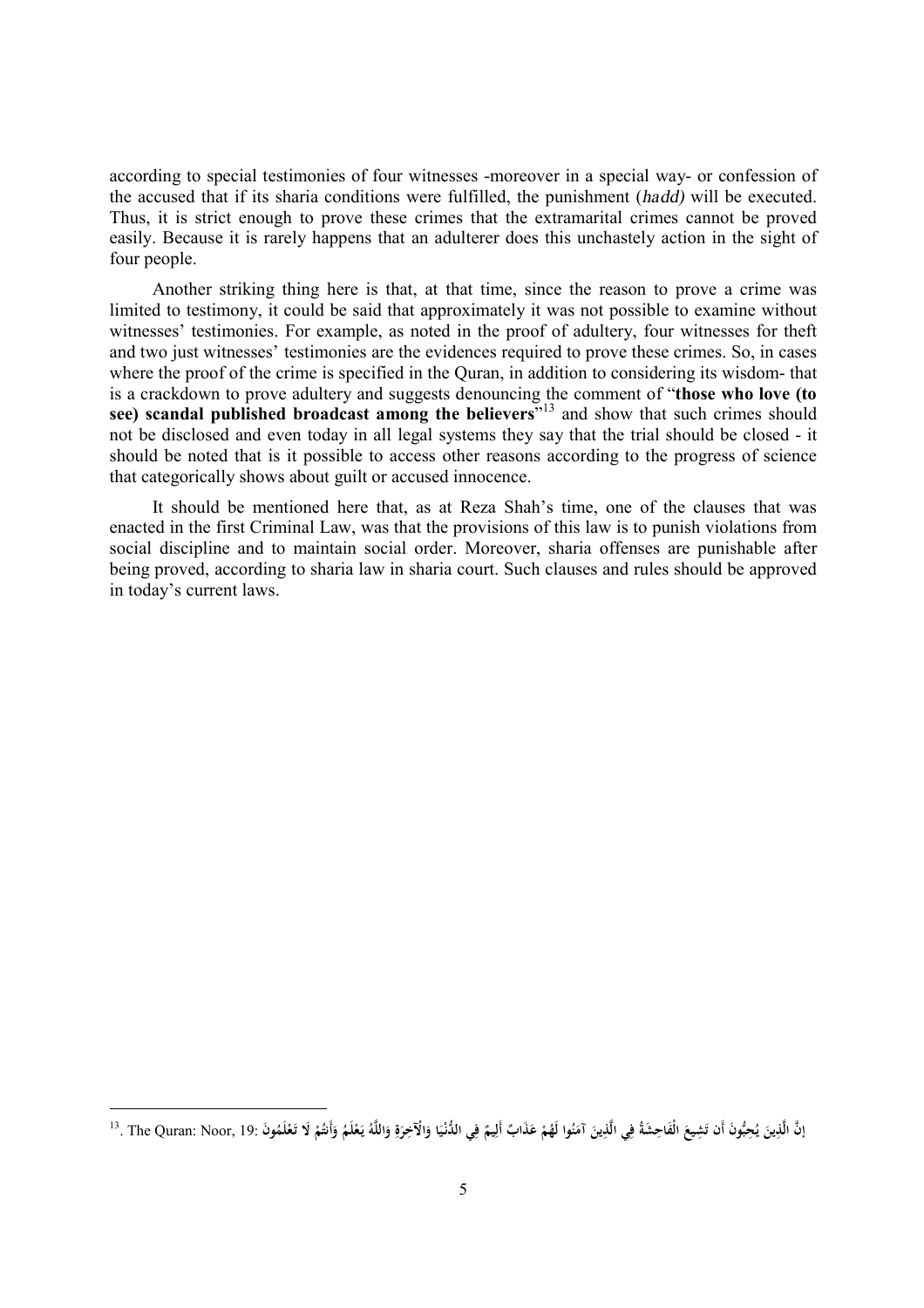according to special testimonies of four witnesses -moreover in a special way- or confession of the accused that if its sharia conditions were fulfilled, the punishment (*hadd)* will be executed. Thus, it is strict enough to prove these crimes that the extramarital crimes cannot be proved easily. Because it is rarely happens that an adulterer does this unchastely action in the sight of four people.

Another striking thing here is that, at that time, since the reason to prove a crime was limited to testimony, it could be said that approximately it was not possible to examine without witnesses' testimonies. For example, as noted in the proof of adultery, four witnesses for theft and two just witnesses' testimonies are the evidences required to prove these crimes. So, in cases where the proof of the crime is specified in the Quran, in addition to considering its wisdom- that is a crackdown to prove adultery and suggests denouncing the comment of "**those who love (to see) scandal published broadcast among the believers**"[13] and show that such crimes should not be disclosed and even today in all legal systems they say that the trial should be closed - it should be noted that is it possible to access other reasons according to the progress of science that categorically shows about guilt or accused innocence.

It should be mentioned here that, as at Reza Shah's time, one of the clauses that was enacted in the first Criminal Law, was that the provisions of this law is to punish violations from social discipline and to maintain social order. Moreover, sharia offenses are punishable after being proved, according to sharia law in sharia court. Such clauses and rules should be approved in today's current laws.

---

[13]. The Quran: Noor, 19: إِنَّ الَّذِينَ يُحِبُّونَ أَن تَشِيعَ الْفَاحِشَةُ فِي الَّذِينَ آمَنُوا لَهُمْ عَذَابٌ أَلِيمٌ فِي الدُّنْيَا وَالْآخِرَةِ وَاللَّهُ يَعْلَمُ وَأَنتُمْ لَا تَعْلَمُونَ